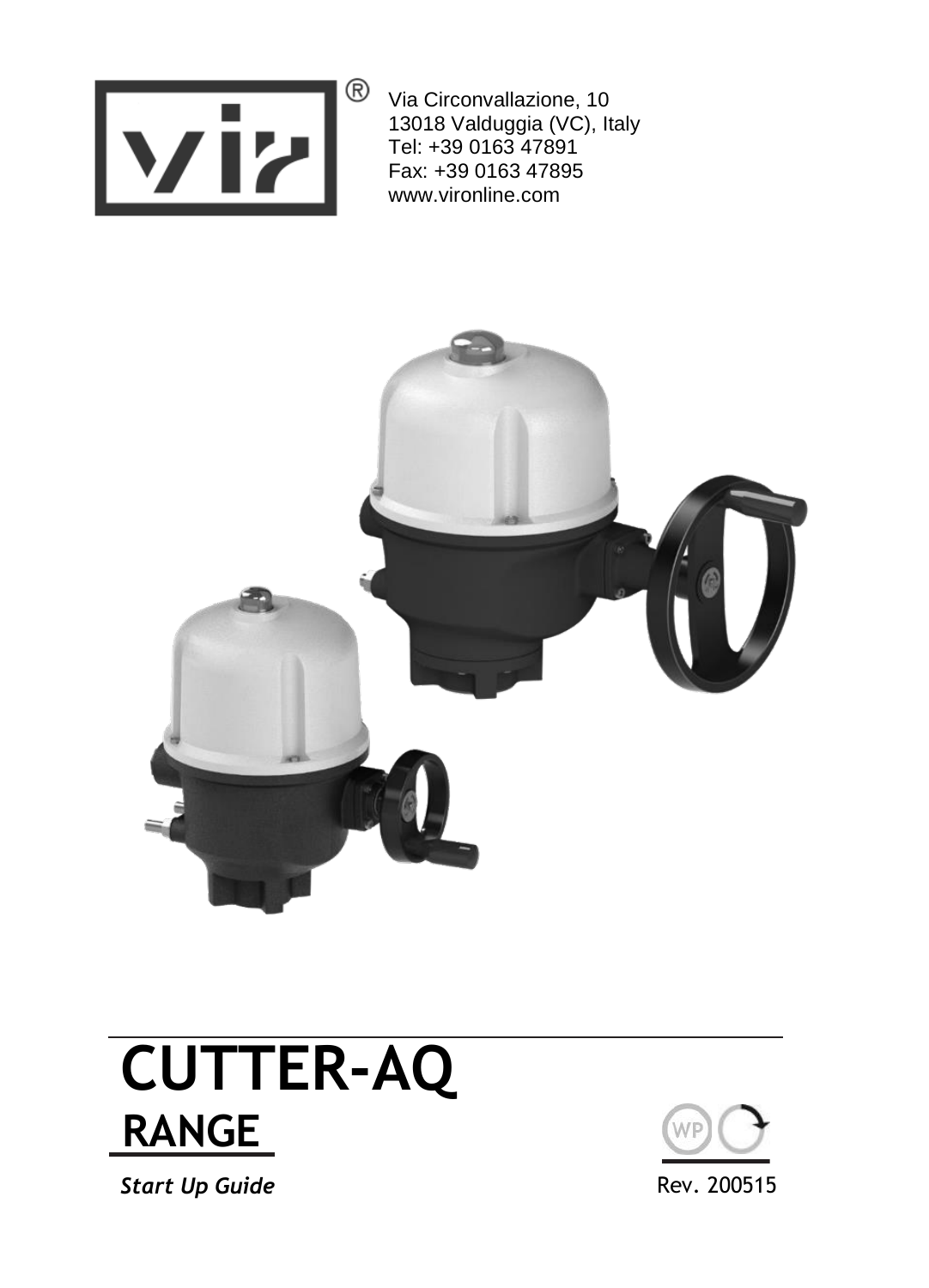Via Circonvallazione, 10
13018 Valduggia (VC), Italy
Tel: +39 0163 47891
Fax: +39 0163 47895
www.vironline.com

# CUTTER-AQ RANGE

*Start Up Guide*

Rev. 200515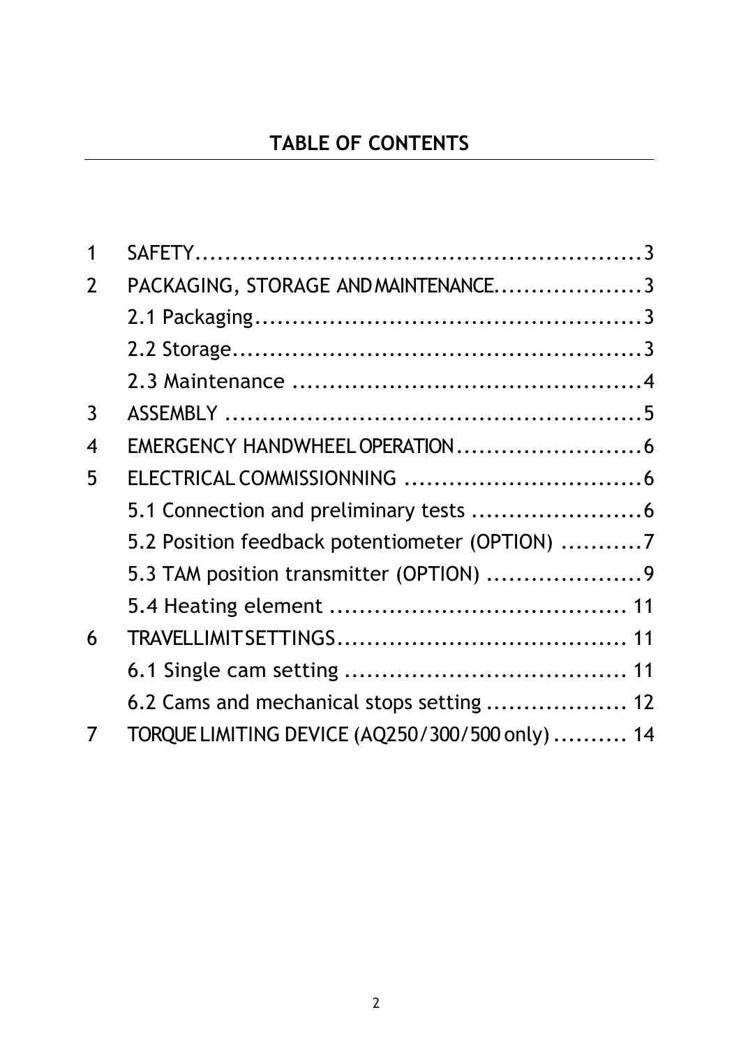## TABLE OF CONTENTS

1 SAFETY....................................................................3
2 PACKAGING, STORAGE AND MAINTENANCE....................3
  2.1 Packaging...........................................................3
  2.2 Storage...............................................................3
  2.3 Maintenance .......................................................4
3 ASSEMBLY ..............................................................5
4 EMERGENCY HANDWHEEL OPERATION.........................6
5 ELECTRICAL COMMISSIONNING ................................6
  5.1 Connection and preliminary tests .......................6
  5.2 Position feedback potentiometer (OPTION) ...........7
  5.3 TAM position transmitter (OPTION) .....................9
  5.4 Heating element ................................................. 11
6 TRAVELLIMIT SETTINGS........................................ 11
  6.1 Single cam setting ............................................. 11
  6.2 Cams and mechanical stops setting .................. 12
7 TORQUE LIMITING DEVICE (AQ250/300/500 only) .......... 14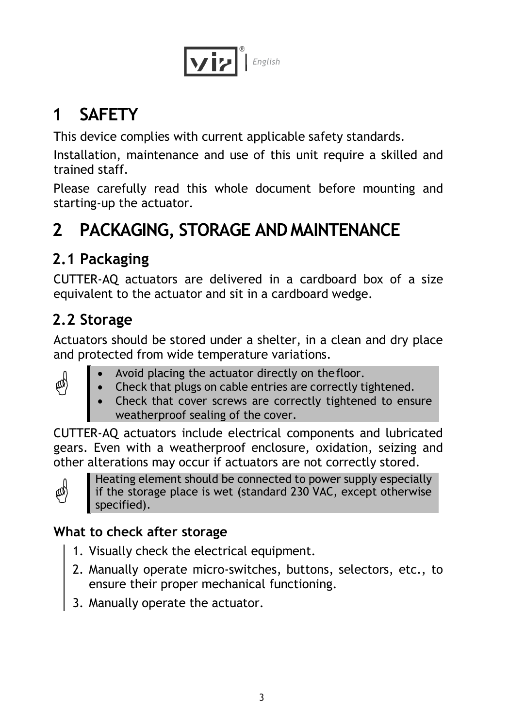# 1 SAFETY

This device complies with current applicable safety standards.

Installation, maintenance and use of this unit require a skilled and trained staff.

Please carefully read this whole document before mounting and starting-up the actuator.

# 2 PACKAGING, STORAGE AND MAINTENANCE

## 2.1 Packaging

CUTTER-AQ actuators are delivered in a cardboard box of a size equivalent to the actuator and sit in a cardboard wedge.

## 2.2 Storage

Actuators should be stored under a shelter, in a clean and dry place and protected from wide temperature variations.

> - Avoid placing the actuator directly on the floor.
> - Check that plugs on cable entries are correctly tightened.
> - Check that cover screws are correctly tightened to ensure weatherproof sealing of the cover.

CUTTER-AQ actuators include electrical components and lubricated gears. Even with a weatherproof enclosure, oxidation, seizing and other alterations may occur if actuators are not correctly stored.

> Heating element should be connected to power supply especially if the storage place is wet (standard 230 VAC, except otherwise specified).

### What to check after storage

1. Visually check the electrical equipment.
2. Manually operate micro-switches, buttons, selectors, etc., to ensure their proper mechanical functioning.
3. Manually operate the actuator.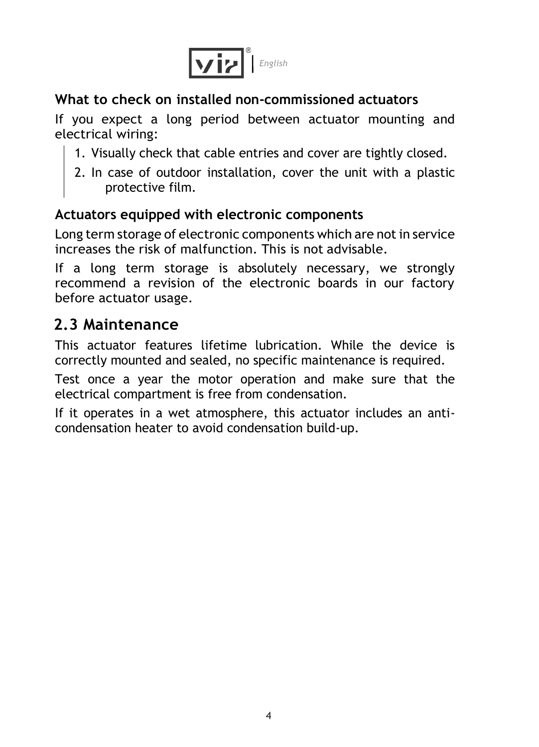### What to check on installed non-commissioned actuators

If you expect a long period between actuator mounting and electrical wiring:

1. Visually check that cable entries and cover are tightly closed.
2. In case of outdoor installation, cover the unit with a plastic protective film.

### Actuators equipped with electronic components

Long term storage of electronic components which are not in service increases the risk of malfunction. This is not advisable.

If a long term storage is absolutely necessary, we strongly recommend a revision of the electronic boards in our factory before actuator usage.

## 2.3 Maintenance

This actuator features lifetime lubrication. While the device is correctly mounted and sealed, no specific maintenance is required.

Test once a year the motor operation and make sure that the electrical compartment is free from condensation.

If it operates in a wet atmosphere, this actuator includes an anti-condensation heater to avoid condensation build-up.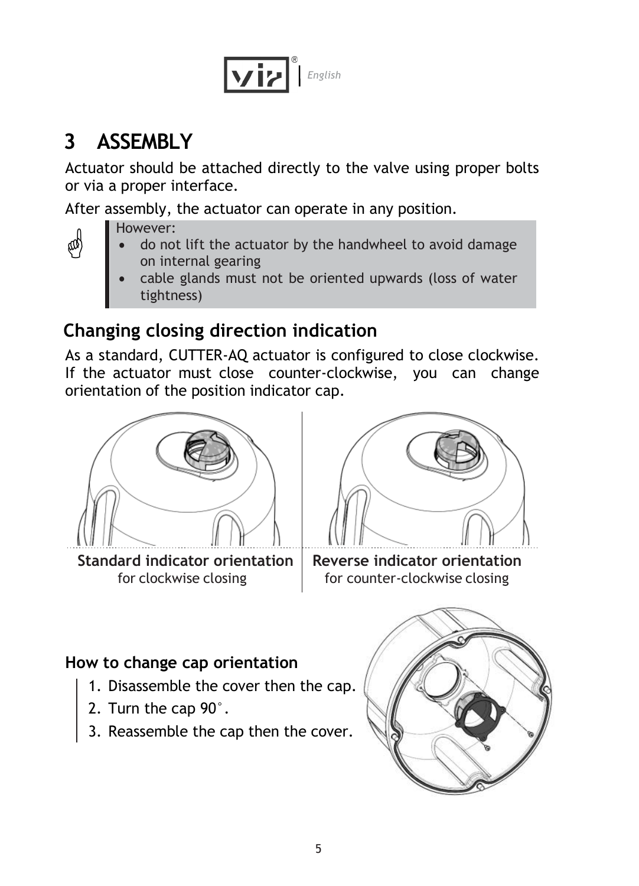# 3 ASSEMBLY

Actuator should be attached directly to the valve using proper bolts or via a proper interface.

After assembly, the actuator can operate in any position.

> However:
> - do not lift the actuator by the handwheel to avoid damage on internal gearing
> - cable glands must not be oriented upwards (loss of water tightness)

## Changing closing direction indication

As a standard, CUTTER-AQ actuator is configured to close clockwise. If the actuator must close counter-clockwise, you can change orientation of the position indicator cap.

**Standard indicator orientation**
for clockwise closing

**Reverse indicator orientation**
for counter-clockwise closing

### How to change cap orientation

1. Disassemble the cover then the cap.
2. Turn the cap 90°.
3. Reassemble the cap then the cover.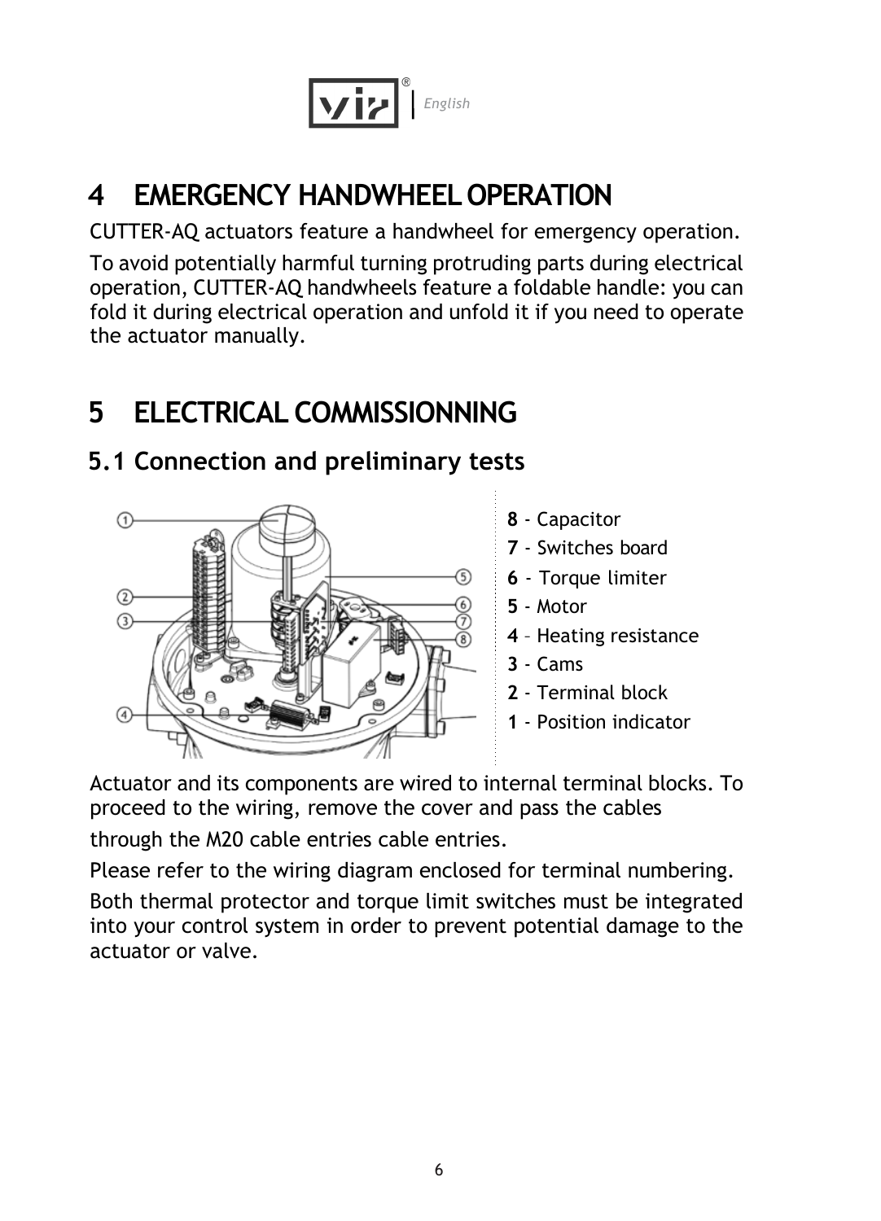# 4 EMERGENCY HANDWHEEL OPERATION

CUTTER-AQ actuators feature a handwheel for emergency operation.

To avoid potentially harmful turning protruding parts during electrical operation, CUTTER-AQ handwheels feature a foldable handle: you can fold it during electrical operation and unfold it if you need to operate the actuator manually.

# 5 ELECTRICAL COMMISSIONNING

## 5.1 Connection and preliminary tests

**8** - Capacitor
**7** - Switches board
**6** - Torque limiter
**5** - Motor
**4** – Heating resistance
**3** - Cams
**2** - Terminal block
**1** - Position indicator

Actuator and its components are wired to internal terminal blocks. To proceed to the wiring, remove the cover and pass the cables

through the M20 cable entries cable entries.

Please refer to the wiring diagram enclosed for terminal numbering.

Both thermal protector and torque limit switches must be integrated into your control system in order to prevent potential damage to the actuator or valve.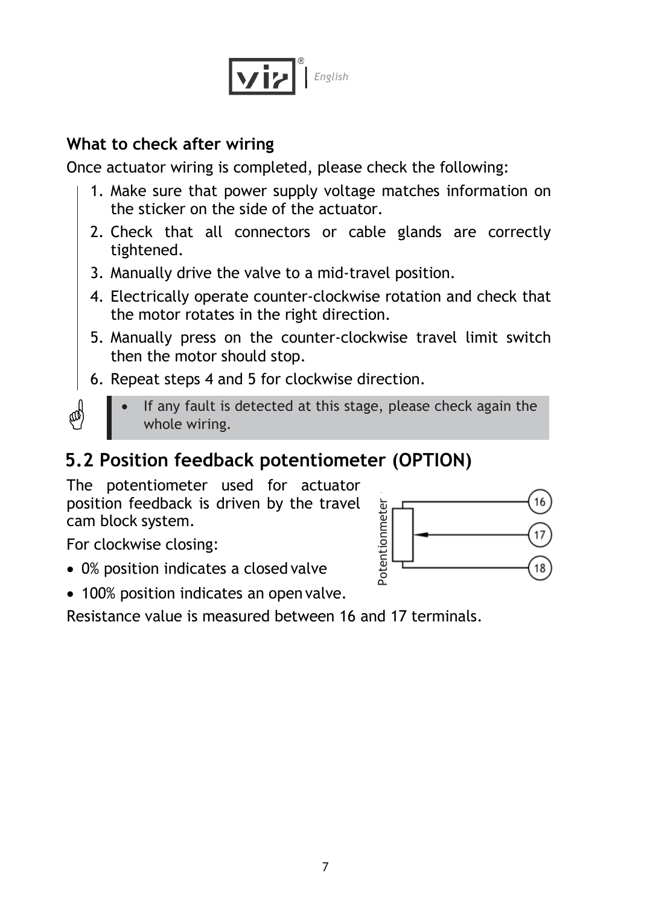### What to check after wiring

Once actuator wiring is completed, please check the following:

1. Make sure that power supply voltage matches information on the sticker on the side of the actuator.
2. Check that all connectors or cable glands are correctly tightened.
3. Manually drive the valve to a mid-travel position.
4. Electrically operate counter-clockwise rotation and check that the motor rotates in the right direction.
5. Manually press on the counter-clockwise travel limit switch then the motor should stop.
6. Repeat steps 4 and 5 for clockwise direction.

> - If any fault is detected at this stage, please check again the whole wiring.

## 5.2 Position feedback potentiometer (OPTION)

The potentiometer used for actuator position feedback is driven by the travel cam block system.

For clockwise closing:

- 0% position indicates a closed valve
- 100% position indicates an open valve.

Resistance value is measured between 16 and 17 terminals.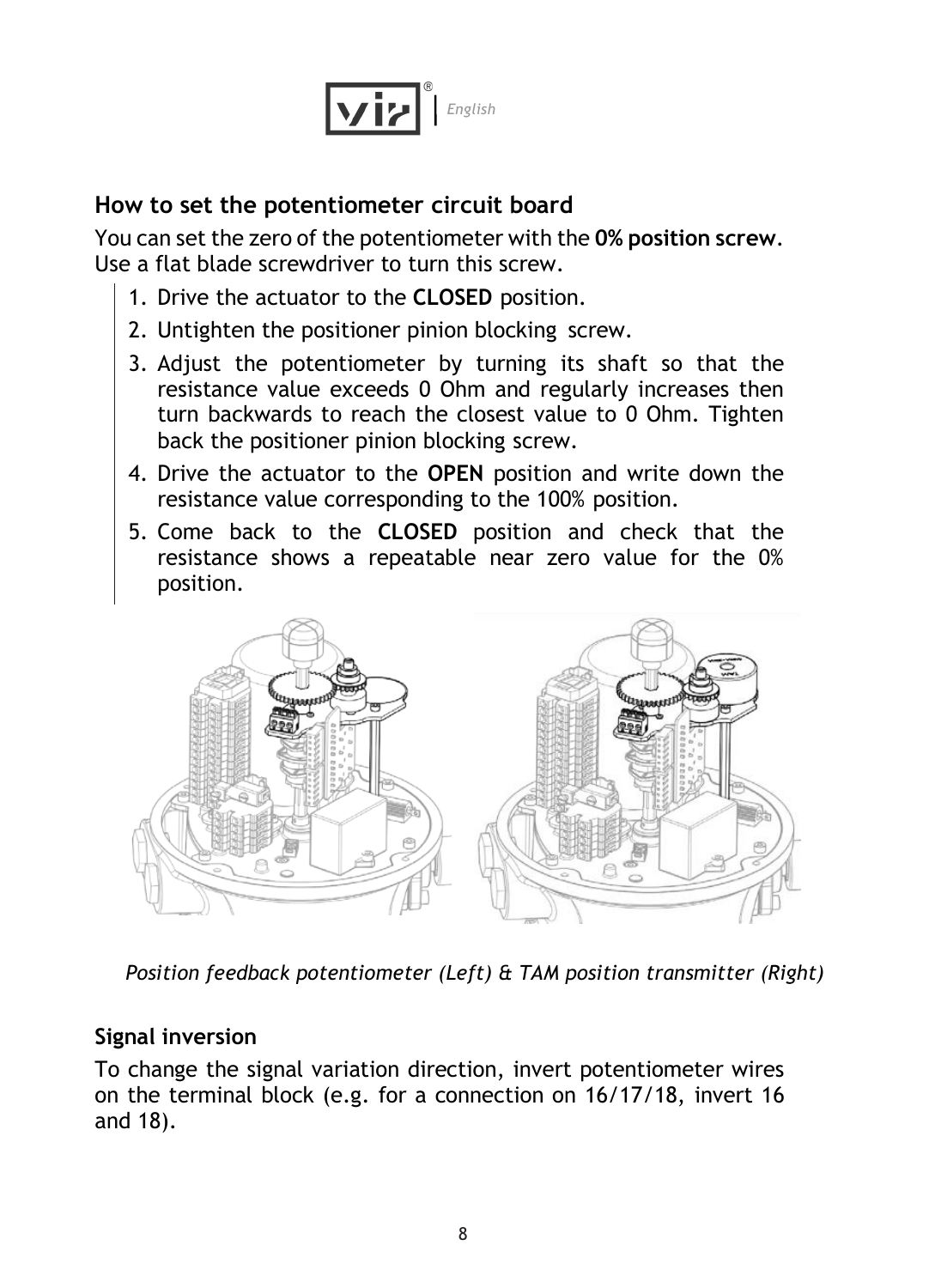## How to set the potentiometer circuit board

You can set the zero of the potentiometer with the **0% position screw**. Use a flat blade screwdriver to turn this screw.

1. Drive the actuator to the **CLOSED** position.
2. Untighten the positioner pinion blocking screw.
3. Adjust the potentiometer by turning its shaft so that the resistance value exceeds 0 Ohm and regularly increases then turn backwards to reach the closest value to 0 Ohm. Tighten back the positioner pinion blocking screw.
4. Drive the actuator to the **OPEN** position and write down the resistance value corresponding to the 100% position.
5. Come back to the **CLOSED** position and check that the resistance shows a repeatable near zero value for the 0% position.

*Position feedback potentiometer (Left) & TAM position transmitter (Right)*

### Signal inversion

To change the signal variation direction, invert potentiometer wires on the terminal block (e.g. for a connection on 16/17/18, invert 16 and 18).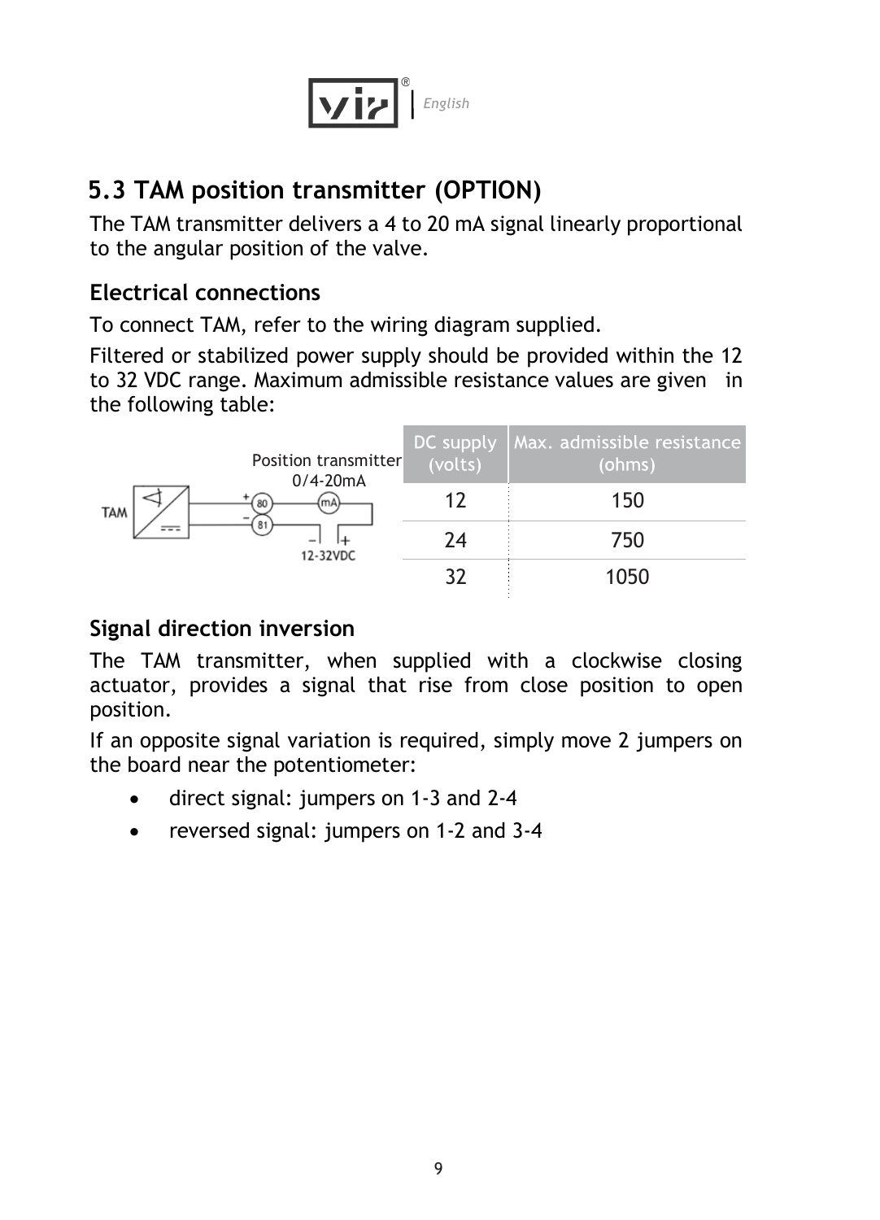## 5.3 TAM position transmitter (OPTION)

The TAM transmitter delivers a 4 to 20 mA signal linearly proportional to the angular position of the valve.

### Electrical connections

To connect TAM, refer to the wiring diagram supplied.

Filtered or stabilized power supply should be provided within the 12 to 32 VDC range. Maximum admissible resistance values are given in the following table:

| DC supply (volts) | Max. admissible resistance (ohms) |
|---|---|
| 12 | 150 |
| 24 | 750 |
| 32 | 1050 |

### Signal direction inversion

The TAM transmitter, when supplied with a clockwise closing actuator, provides a signal that rise from close position to open position.

If an opposite signal variation is required, simply move 2 jumpers on the board near the potentiometer:

- direct signal: jumpers on 1-3 and 2-4
- reversed signal: jumpers on 1-2 and 3-4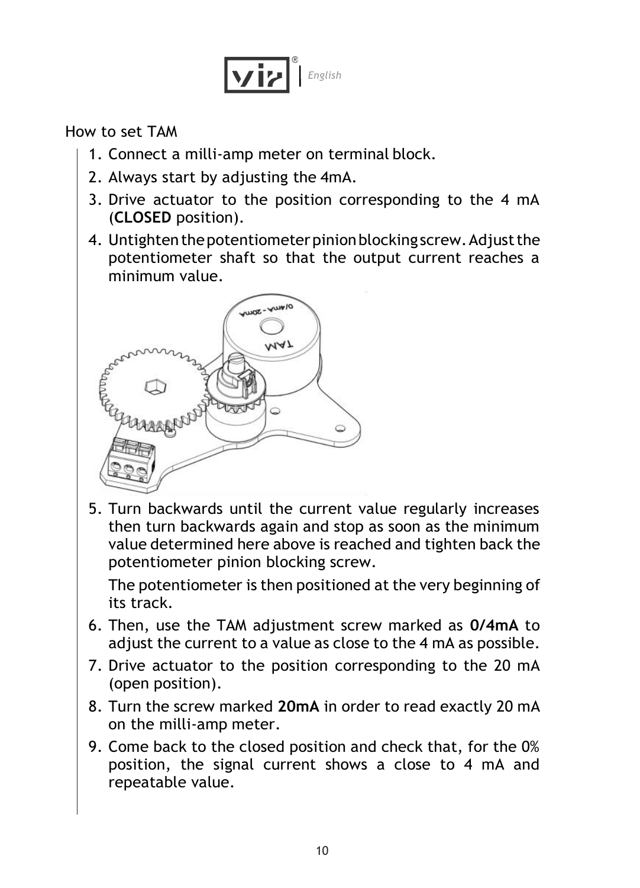How to set TAM

1. Connect a milli-amp meter on terminal block.
2. Always start by adjusting the 4mA.
3. Drive actuator to the position corresponding to the 4 mA (**CLOSED** position).
4. Untighten the potentiometer pinion blocking screw. Adjust the potentiometer shaft so that the output current reaches a minimum value.
5. Turn backwards until the current value regularly increases then turn backwards again and stop as soon as the minimum value determined here above is reached and tighten back the potentiometer pinion blocking screw.

   The potentiometer is then positioned at the very beginning of its track.
6. Then, use the TAM adjustment screw marked as **0/4mA** to adjust the current to a value as close to the 4 mA as possible.
7. Drive actuator to the position corresponding to the 20 mA (open position).
8. Turn the screw marked **20mA** in order to read exactly 20 mA on the milli-amp meter.
9. Come back to the closed position and check that, for the 0% position, the signal current shows a close to 4 mA and repeatable value.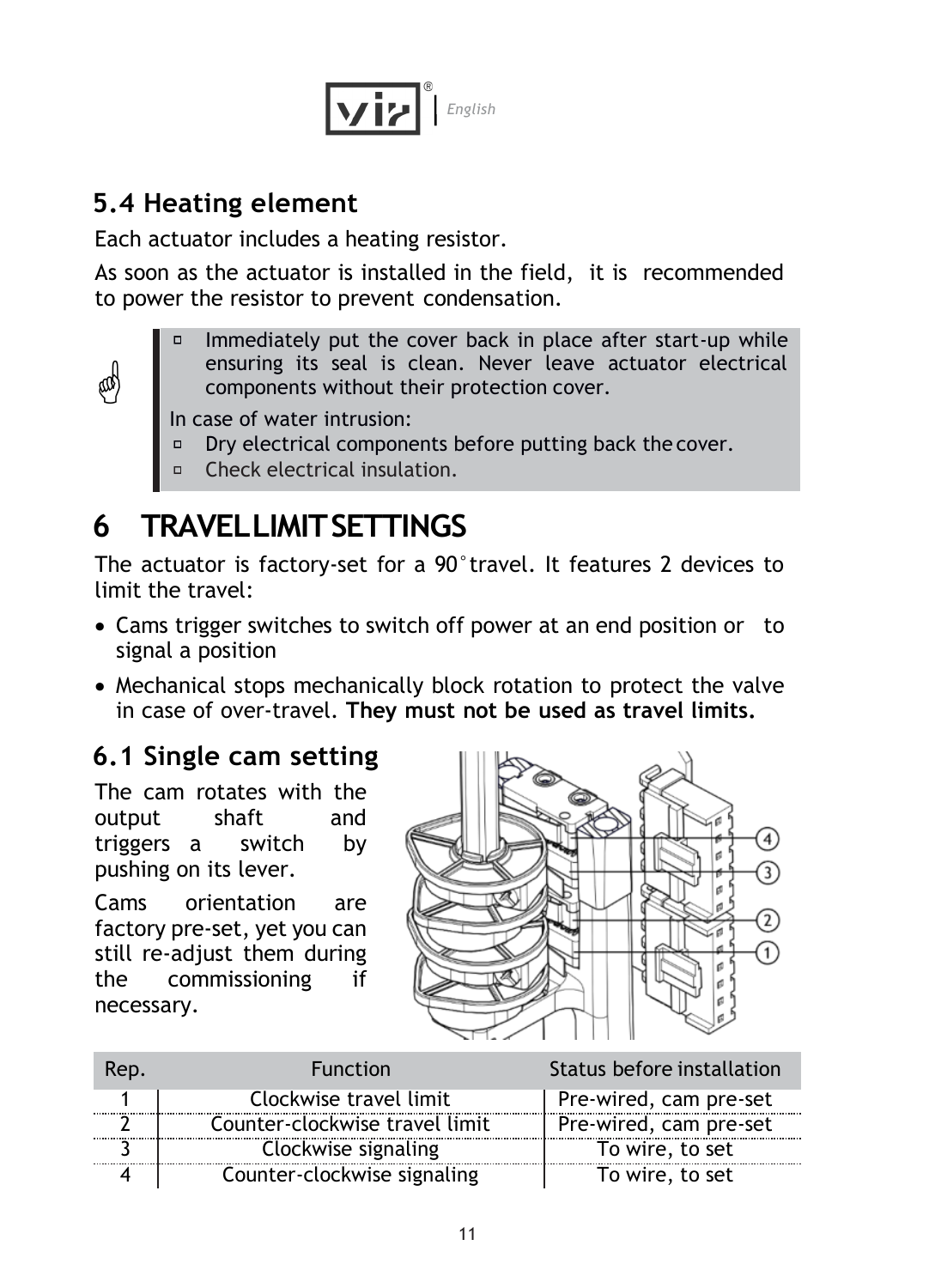## 5.4 Heating element

Each actuator includes a heating resistor.

As soon as the actuator is installed in the field, it is recommended to power the resistor to prevent condensation.

> - Immediately put the cover back in place after start-up while ensuring its seal is clean. Never leave actuator electrical components without their protection cover.
>
> In case of water intrusion:
>
> - Dry electrical components before putting back the cover.
> - Check electrical insulation.

# 6 TRAVEL LIMIT SETTINGS

The actuator is factory-set for a 90° travel. It features 2 devices to limit the travel:

- Cams trigger switches to switch off power at an end position or to signal a position
- Mechanical stops mechanically block rotation to protect the valve in case of over-travel. **They must not be used as travel limits.**

## 6.1 Single cam setting

The cam rotates with the output shaft and triggers a switch by pushing on its lever.

Cams orientation are factory pre-set, yet you can still re-adjust them during the commissioning if necessary.

| Rep. | Function | Status before installation |
|---|---|---|
| 1 | Clockwise travel limit | Pre-wired, cam pre-set |
| 2 | Counter-clockwise travel limit | Pre-wired, cam pre-set |
| 3 | Clockwise signaling | To wire, to set |
| 4 | Counter-clockwise signaling | To wire, to set |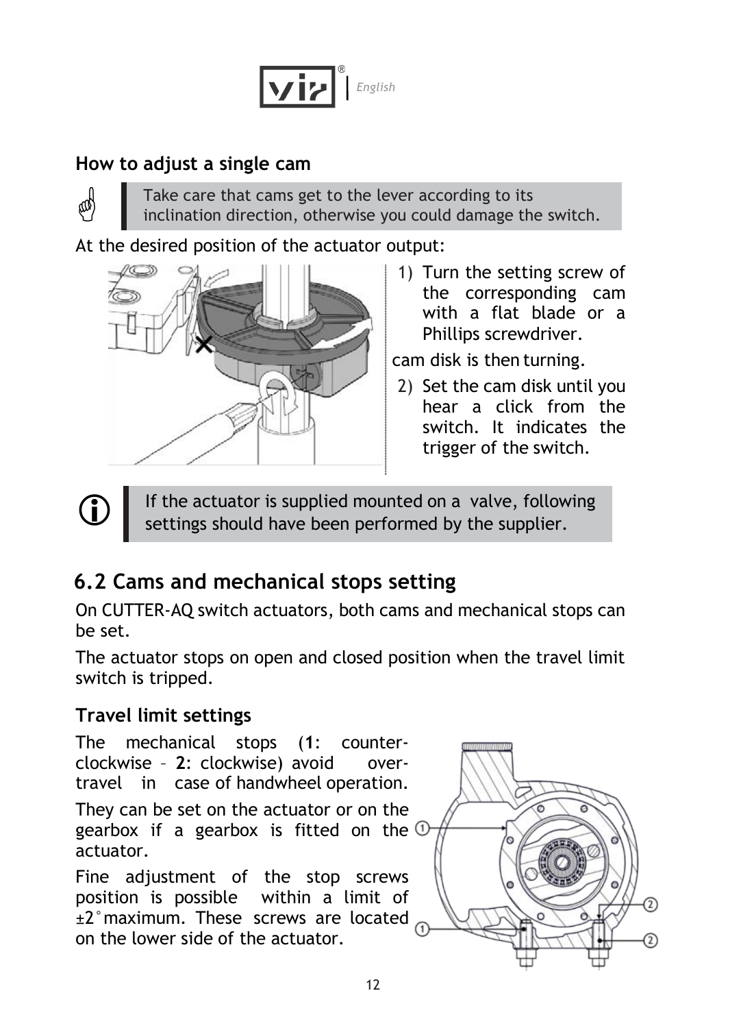### How to adjust a single cam

> Take care that cams get to the lever according to its inclination direction, otherwise you could damage the switch.

At the desired position of the actuator output:

1) Turn the setting screw of the corresponding cam with a flat blade or a Phillips screwdriver.

cam disk is then turning.

2) Set the cam disk until you hear a click from the switch. It indicates the trigger of the switch.

> If the actuator is supplied mounted on a valve, following settings should have been performed by the supplier.

## 6.2 Cams and mechanical stops setting

On CUTTER-AQ switch actuators, both cams and mechanical stops can be set.

The actuator stops on open and closed position when the travel limit switch is tripped.

### Travel limit settings

The mechanical stops (**1**: counter-clockwise – **2**: clockwise) avoid over-travel in case of handwheel operation.

They can be set on the actuator or on the gearbox if a gearbox is fitted on the actuator.

Fine adjustment of the stop screws position is possible within a limit of ±2° maximum. These screws are located on the lower side of the actuator.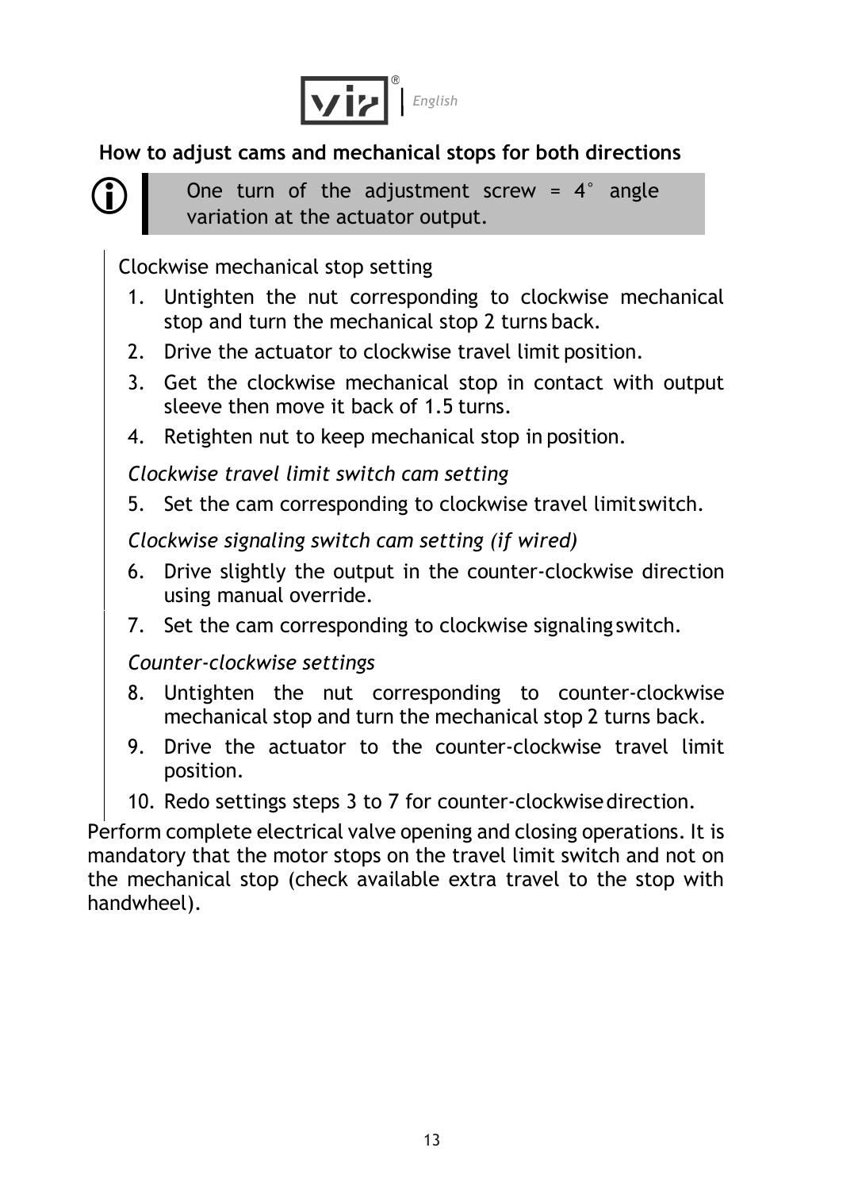### How to adjust cams and mechanical stops for both directions

> One turn of the adjustment screw = 4° angle variation at the actuator output.

Clockwise mechanical stop setting

1. Untighten the nut corresponding to clockwise mechanical stop and turn the mechanical stop 2 turns back.
2. Drive the actuator to clockwise travel limit position.
3. Get the clockwise mechanical stop in contact with output sleeve then move it back of 1.5 turns.
4. Retighten nut to keep mechanical stop in position.

*Clockwise travel limit switch cam setting*

5. Set the cam corresponding to clockwise travel limit switch.

*Clockwise signaling switch cam setting (if wired)*

6. Drive slightly the output in the counter-clockwise direction using manual override.
7. Set the cam corresponding to clockwise signaling switch.

*Counter-clockwise settings*

8. Untighten the nut corresponding to counter-clockwise mechanical stop and turn the mechanical stop 2 turns back.
9. Drive the actuator to the counter-clockwise travel limit position.
10. Redo settings steps 3 to 7 for counter-clockwise direction.

Perform complete electrical valve opening and closing operations. It is mandatory that the motor stops on the travel limit switch and not on the mechanical stop (check available extra travel to the stop with handwheel).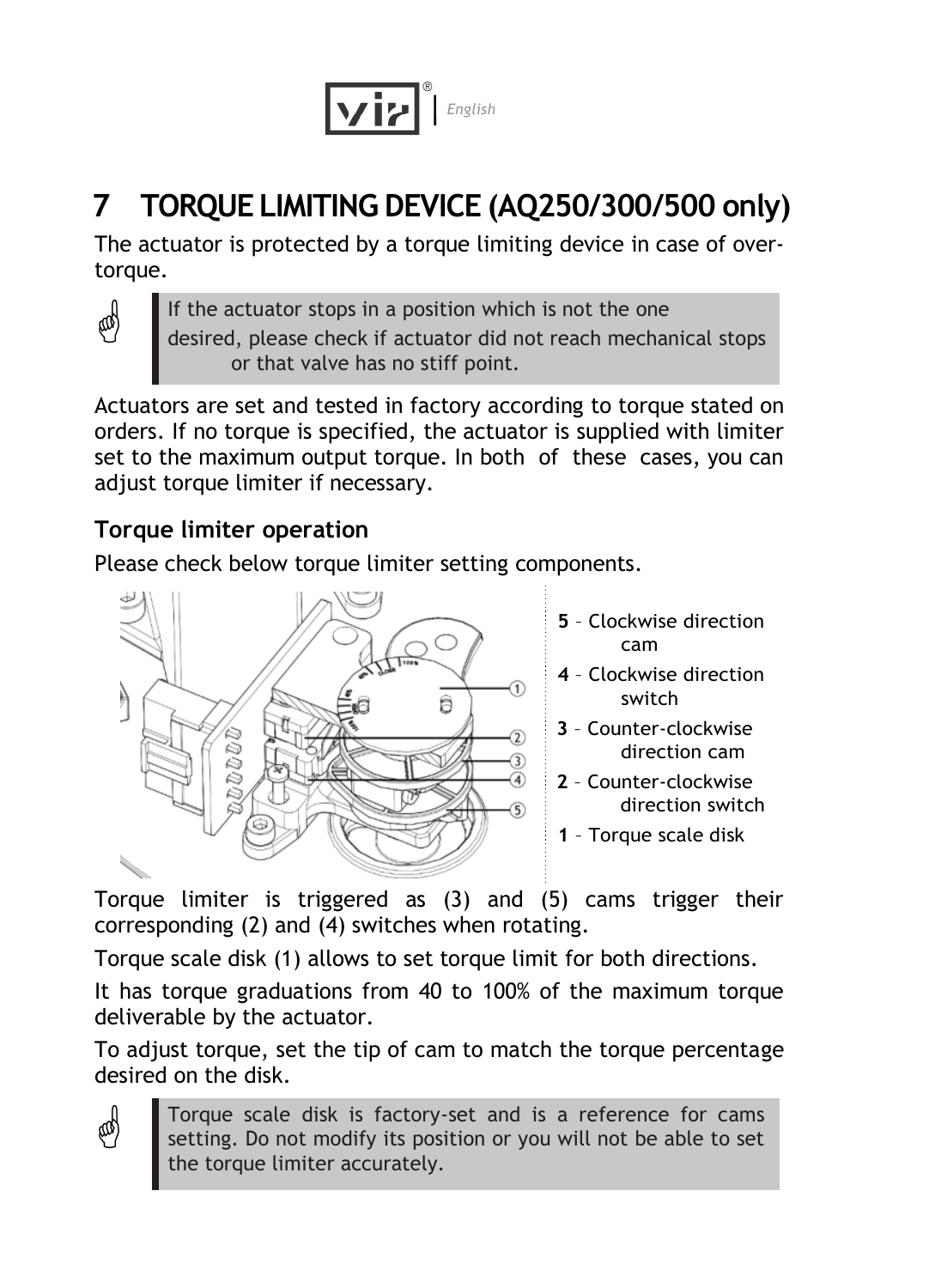# 7 TORQUE LIMITING DEVICE (AQ250/300/500 only)

The actuator is protected by a torque limiting device in case of over-torque.

> If the actuator stops in a position which is not the one desired, please check if actuator did not reach mechanical stops or that valve has no stiff point.

Actuators are set and tested in factory according to torque stated on orders. If no torque is specified, the actuator is supplied with limiter set to the maximum output torque. In both of these cases, you can adjust torque limiter if necessary.

## Torque limiter operation

Please check below torque limiter setting components.

- **5** – Clockwise direction cam
- **4** – Clockwise direction switch
- **3** – Counter-clockwise direction cam
- **2** – Counter-clockwise direction switch
- **1** – Torque scale disk

Torque limiter is triggered as (3) and (5) cams trigger their corresponding (2) and (4) switches when rotating.

Torque scale disk (1) allows to set torque limit for both directions.

It has torque graduations from 40 to 100% of the maximum torque deliverable by the actuator.

To adjust torque, set the tip of cam to match the torque percentage desired on the disk.

> Torque scale disk is factory-set and is a reference for cams setting. Do not modify its position or you will not be able to set the torque limiter accurately.